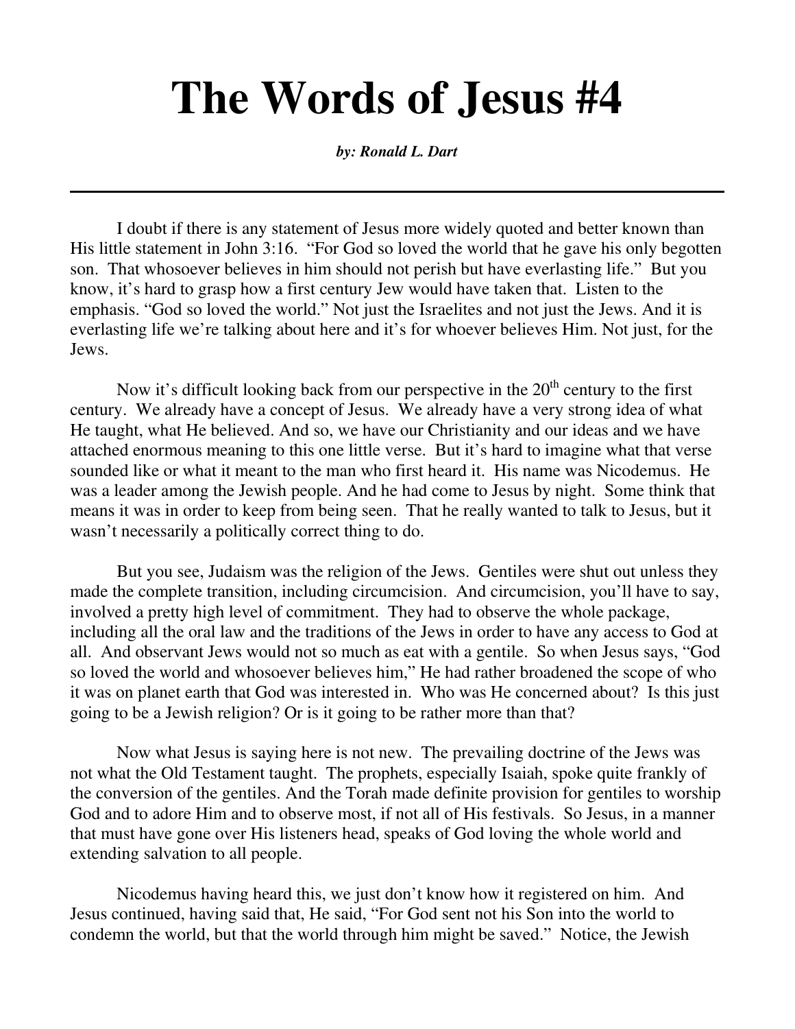# The Words of Jesus #4

*by: Ronald L. Dart*

---

I doubt if there is any statement of Jesus more widely quoted and better known than His little statement in John 3:16. "For God so loved the world that he gave his only begotten son. That whosoever believes in him should not perish but have everlasting life." But you know, it's hard to grasp how a first century Jew would have taken that. Listen to the emphasis. "God so loved the world." Not just the Israelites and not just the Jews. And it is everlasting life we're talking about here and it's for whoever believes Him. Not just, for the Jews.

Now it's difficult looking back from our perspective in the 20th century to the first century. We already have a concept of Jesus. We already have a very strong idea of what He taught, what He believed. And so, we have our Christianity and our ideas and we have attached enormous meaning to this one little verse. But it's hard to imagine what that verse sounded like or what it meant to the man who first heard it. His name was Nicodemus. He was a leader among the Jewish people. And he had come to Jesus by night. Some think that means it was in order to keep from being seen. That he really wanted to talk to Jesus, but it wasn't necessarily a politically correct thing to do.

But you see, Judaism was the religion of the Jews. Gentiles were shut out unless they made the complete transition, including circumcision. And circumcision, you'll have to say, involved a pretty high level of commitment. They had to observe the whole package, including all the oral law and the traditions of the Jews in order to have any access to God at all. And observant Jews would not so much as eat with a gentile. So when Jesus says, "God so loved the world and whosoever believes him," He had rather broadened the scope of who it was on planet earth that God was interested in. Who was He concerned about? Is this just going to be a Jewish religion? Or is it going to be rather more than that?

Now what Jesus is saying here is not new. The prevailing doctrine of the Jews was not what the Old Testament taught. The prophets, especially Isaiah, spoke quite frankly of the conversion of the gentiles. And the Torah made definite provision for gentiles to worship God and to adore Him and to observe most, if not all of His festivals. So Jesus, in a manner that must have gone over His listeners head, speaks of God loving the whole world and extending salvation to all people.

Nicodemus having heard this, we just don't know how it registered on him. And Jesus continued, having said that, He said, "For God sent not his Son into the world to condemn the world, but that the world through him might be saved." Notice, the Jewish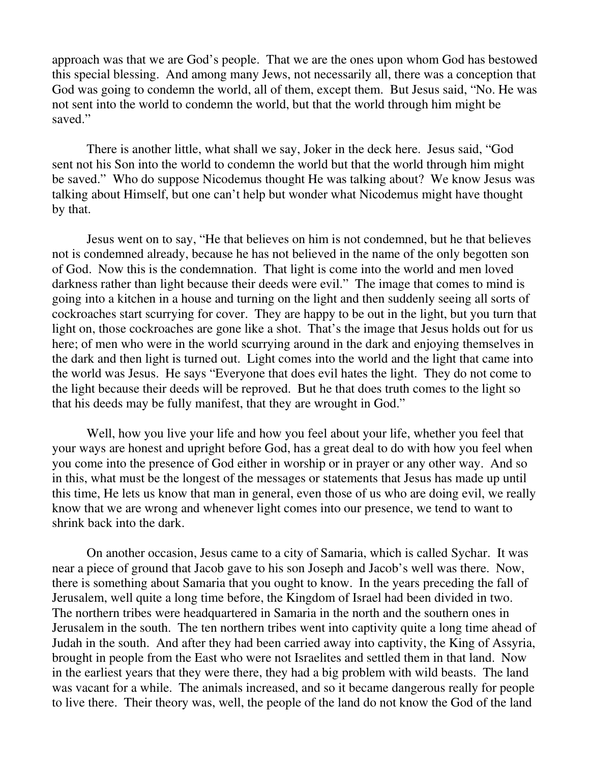approach was that we are God's people. That we are the ones upon whom God has bestowed this special blessing. And among many Jews, not necessarily all, there was a conception that God was going to condemn the world, all of them, except them. But Jesus said, "No. He was not sent into the world to condemn the world, but that the world through him might be saved."

There is another little, what shall we say, Joker in the deck here. Jesus said, "God sent not his Son into the world to condemn the world but that the world through him might be saved." Who do suppose Nicodemus thought He was talking about? We know Jesus was talking about Himself, but one can't help but wonder what Nicodemus might have thought by that.

Jesus went on to say, "He that believes on him is not condemned, but he that believes not is condemned already, because he has not believed in the name of the only begotten son of God. Now this is the condemnation. That light is come into the world and men loved darkness rather than light because their deeds were evil." The image that comes to mind is going into a kitchen in a house and turning on the light and then suddenly seeing all sorts of cockroaches start scurrying for cover. They are happy to be out in the light, but you turn that light on, those cockroaches are gone like a shot. That's the image that Jesus holds out for us here; of men who were in the world scurrying around in the dark and enjoying themselves in the dark and then light is turned out. Light comes into the world and the light that came into the world was Jesus. He says "Everyone that does evil hates the light. They do not come to the light because their deeds will be reproved. But he that does truth comes to the light so that his deeds may be fully manifest, that they are wrought in God."

Well, how you live your life and how you feel about your life, whether you feel that your ways are honest and upright before God, has a great deal to do with how you feel when you come into the presence of God either in worship or in prayer or any other way. And so in this, what must be the longest of the messages or statements that Jesus has made up until this time, He lets us know that man in general, even those of us who are doing evil, we really know that we are wrong and whenever light comes into our presence, we tend to want to shrink back into the dark.

On another occasion, Jesus came to a city of Samaria, which is called Sychar. It was near a piece of ground that Jacob gave to his son Joseph and Jacob's well was there. Now, there is something about Samaria that you ought to know. In the years preceding the fall of Jerusalem, well quite a long time before, the Kingdom of Israel had been divided in two. The northern tribes were headquartered in Samaria in the north and the southern ones in Jerusalem in the south. The ten northern tribes went into captivity quite a long time ahead of Judah in the south. And after they had been carried away into captivity, the King of Assyria, brought in people from the East who were not Israelites and settled them in that land. Now in the earliest years that they were there, they had a big problem with wild beasts. The land was vacant for a while. The animals increased, and so it became dangerous really for people to live there. Their theory was, well, the people of the land do not know the God of the land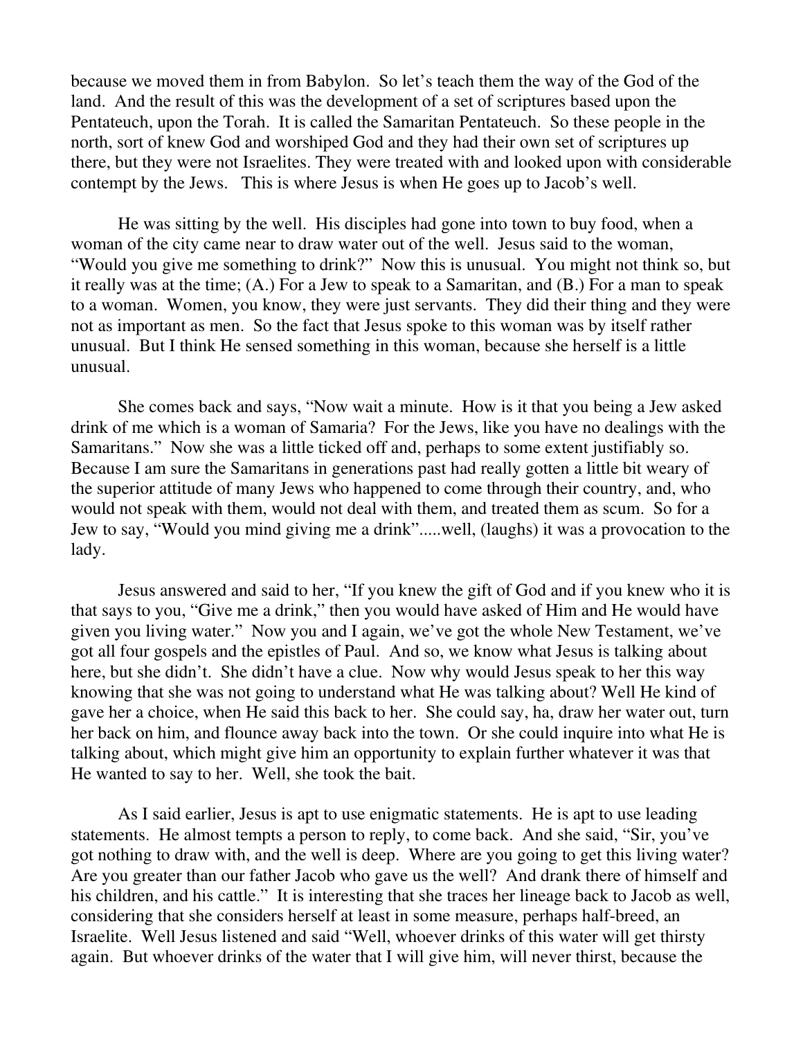because we moved them in from Babylon. So let's teach them the way of the God of the land. And the result of this was the development of a set of scriptures based upon the Pentateuch, upon the Torah. It is called the Samaritan Pentateuch. So these people in the north, sort of knew God and worshiped God and they had their own set of scriptures up there, but they were not Israelites. They were treated with and looked upon with considerable contempt by the Jews. This is where Jesus is when He goes up to Jacob's well.

He was sitting by the well. His disciples had gone into town to buy food, when a woman of the city came near to draw water out of the well. Jesus said to the woman, "Would you give me something to drink?" Now this is unusual. You might not think so, but it really was at the time; (A.) For a Jew to speak to a Samaritan, and (B.) For a man to speak to a woman. Women, you know, they were just servants. They did their thing and they were not as important as men. So the fact that Jesus spoke to this woman was by itself rather unusual. But I think He sensed something in this woman, because she herself is a little unusual.

She comes back and says, "Now wait a minute. How is it that you being a Jew asked drink of me which is a woman of Samaria? For the Jews, like you have no dealings with the Samaritans." Now she was a little ticked off and, perhaps to some extent justifiably so. Because I am sure the Samaritans in generations past had really gotten a little bit weary of the superior attitude of many Jews who happened to come through their country, and, who would not speak with them, would not deal with them, and treated them as scum. So for a Jew to say, "Would you mind giving me a drink".....well, (laughs) it was a provocation to the lady.

Jesus answered and said to her, "If you knew the gift of God and if you knew who it is that says to you, "Give me a drink," then you would have asked of Him and He would have given you living water." Now you and I again, we've got the whole New Testament, we've got all four gospels and the epistles of Paul. And so, we know what Jesus is talking about here, but she didn't. She didn't have a clue. Now why would Jesus speak to her this way knowing that she was not going to understand what He was talking about? Well He kind of gave her a choice, when He said this back to her. She could say, ha, draw her water out, turn her back on him, and flounce away back into the town. Or she could inquire into what He is talking about, which might give him an opportunity to explain further whatever it was that He wanted to say to her. Well, she took the bait.

As I said earlier, Jesus is apt to use enigmatic statements. He is apt to use leading statements. He almost tempts a person to reply, to come back. And she said, "Sir, you've got nothing to draw with, and the well is deep. Where are you going to get this living water? Are you greater than our father Jacob who gave us the well? And drank there of himself and his children, and his cattle." It is interesting that she traces her lineage back to Jacob as well, considering that she considers herself at least in some measure, perhaps half-breed, an Israelite. Well Jesus listened and said "Well, whoever drinks of this water will get thirsty again. But whoever drinks of the water that I will give him, will never thirst, because the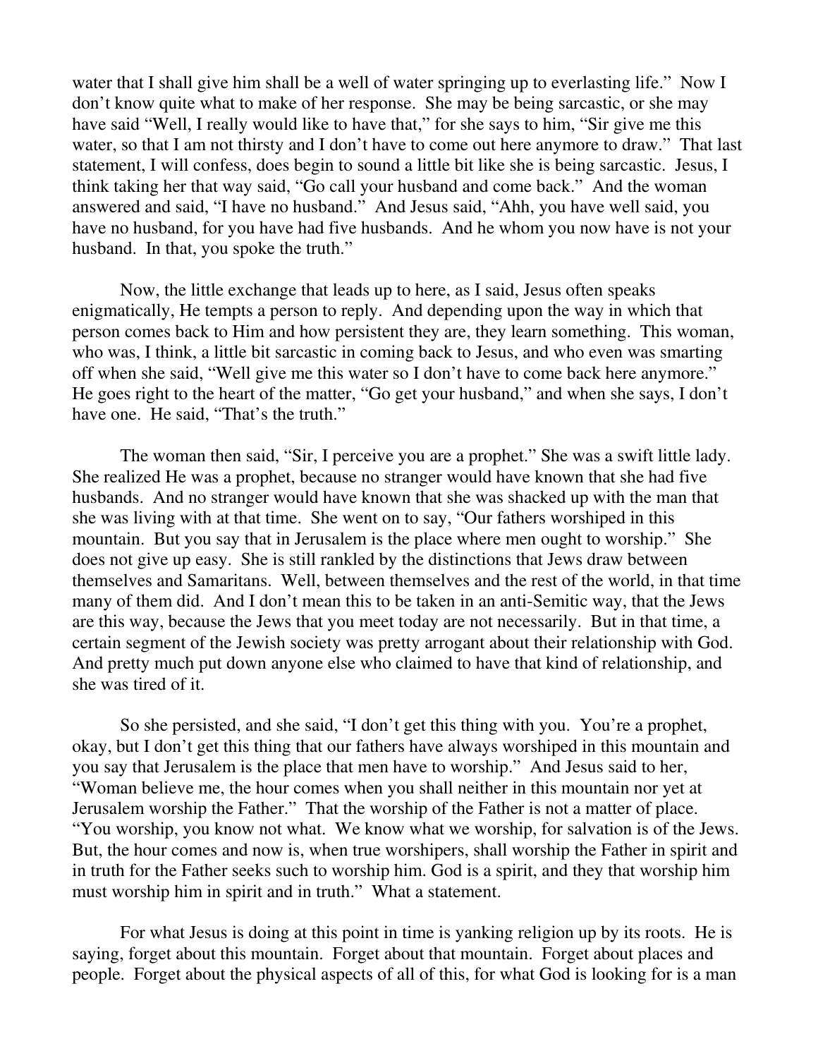water that I shall give him shall be a well of water springing up to everlasting life." Now I don't know quite what to make of her response. She may be being sarcastic, or she may have said "Well, I really would like to have that," for she says to him, "Sir give me this water, so that I am not thirsty and I don't have to come out here anymore to draw." That last statement, I will confess, does begin to sound a little bit like she is being sarcastic. Jesus, I think taking her that way said, "Go call your husband and come back." And the woman answered and said, "I have no husband." And Jesus said, "Ahh, you have well said, you have no husband, for you have had five husbands. And he whom you now have is not your husband. In that, you spoke the truth."

Now, the little exchange that leads up to here, as I said, Jesus often speaks enigmatically, He tempts a person to reply. And depending upon the way in which that person comes back to Him and how persistent they are, they learn something. This woman, who was, I think, a little bit sarcastic in coming back to Jesus, and who even was smarting off when she said, "Well give me this water so I don't have to come back here anymore." He goes right to the heart of the matter, "Go get your husband," and when she says, I don't have one. He said, "That's the truth."

The woman then said, "Sir, I perceive you are a prophet." She was a swift little lady. She realized He was a prophet, because no stranger would have known that she had five husbands. And no stranger would have known that she was shacked up with the man that she was living with at that time. She went on to say, "Our fathers worshiped in this mountain. But you say that in Jerusalem is the place where men ought to worship." She does not give up easy. She is still rankled by the distinctions that Jews draw between themselves and Samaritans. Well, between themselves and the rest of the world, in that time many of them did. And I don't mean this to be taken in an anti-Semitic way, that the Jews are this way, because the Jews that you meet today are not necessarily. But in that time, a certain segment of the Jewish society was pretty arrogant about their relationship with God. And pretty much put down anyone else who claimed to have that kind of relationship, and she was tired of it.

So she persisted, and she said, "I don't get this thing with you. You're a prophet, okay, but I don't get this thing that our fathers have always worshiped in this mountain and you say that Jerusalem is the place that men have to worship." And Jesus said to her, "Woman believe me, the hour comes when you shall neither in this mountain nor yet at Jerusalem worship the Father." That the worship of the Father is not a matter of place. "You worship, you know not what. We know what we worship, for salvation is of the Jews. But, the hour comes and now is, when true worshipers, shall worship the Father in spirit and in truth for the Father seeks such to worship him. God is a spirit, and they that worship him must worship him in spirit and in truth." What a statement.

For what Jesus is doing at this point in time is yanking religion up by its roots. He is saying, forget about this mountain. Forget about that mountain. Forget about places and people. Forget about the physical aspects of all of this, for what God is looking for is a man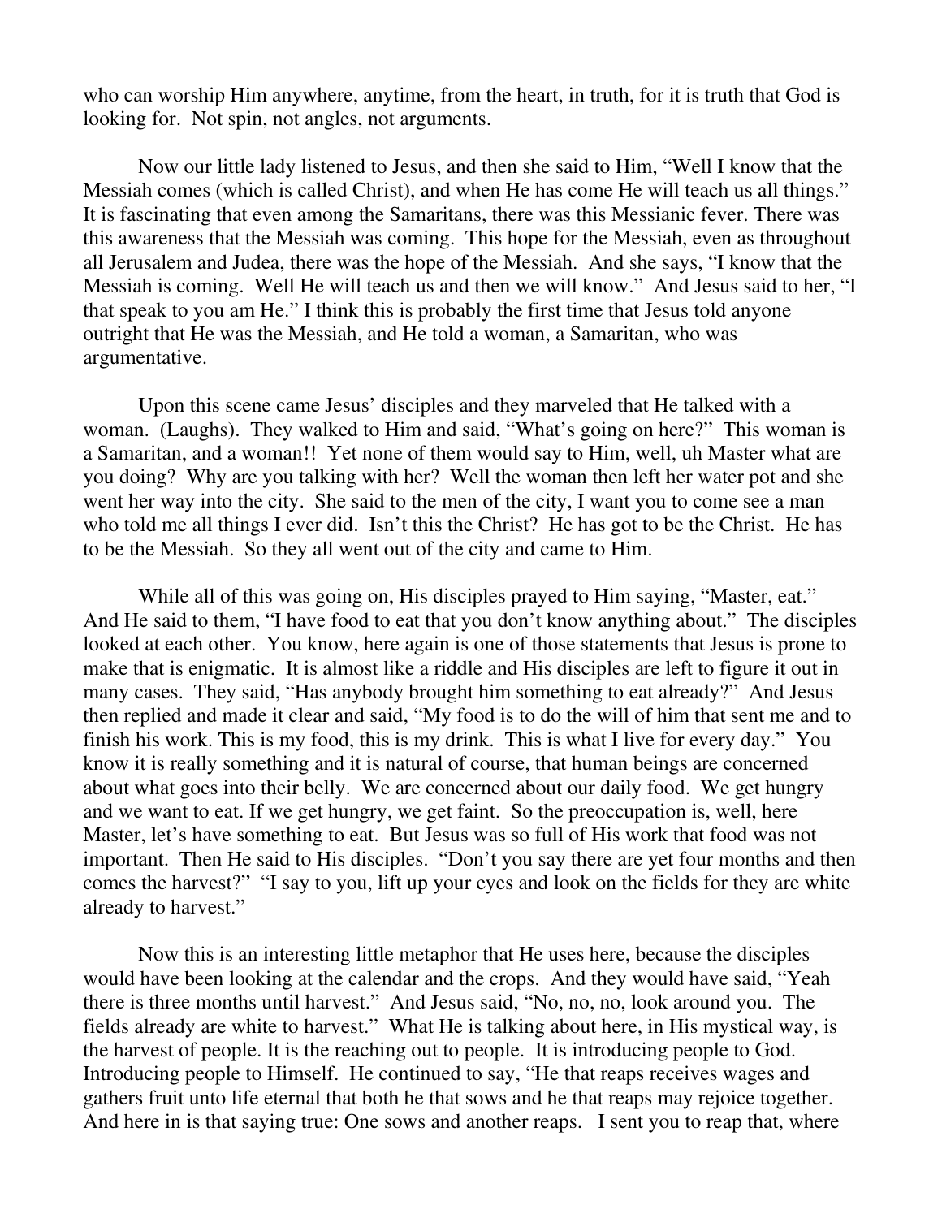who can worship Him anywhere, anytime, from the heart, in truth, for it is truth that God is looking for. Not spin, not angles, not arguments.

Now our little lady listened to Jesus, and then she said to Him, "Well I know that the Messiah comes (which is called Christ), and when He has come He will teach us all things." It is fascinating that even among the Samaritans, there was this Messianic fever. There was this awareness that the Messiah was coming. This hope for the Messiah, even as throughout all Jerusalem and Judea, there was the hope of the Messiah. And she says, "I know that the Messiah is coming. Well He will teach us and then we will know." And Jesus said to her, "I that speak to you am He." I think this is probably the first time that Jesus told anyone outright that He was the Messiah, and He told a woman, a Samaritan, who was argumentative.

Upon this scene came Jesus' disciples and they marveled that He talked with a woman. (Laughs). They walked to Him and said, "What's going on here?" This woman is a Samaritan, and a woman!! Yet none of them would say to Him, well, uh Master what are you doing? Why are you talking with her? Well the woman then left her water pot and she went her way into the city. She said to the men of the city, I want you to come see a man who told me all things I ever did. Isn't this the Christ? He has got to be the Christ. He has to be the Messiah. So they all went out of the city and came to Him.

While all of this was going on, His disciples prayed to Him saying, "Master, eat." And He said to them, "I have food to eat that you don't know anything about." The disciples looked at each other. You know, here again is one of those statements that Jesus is prone to make that is enigmatic. It is almost like a riddle and His disciples are left to figure it out in many cases. They said, "Has anybody brought him something to eat already?" And Jesus then replied and made it clear and said, "My food is to do the will of him that sent me and to finish his work. This is my food, this is my drink. This is what I live for every day." You know it is really something and it is natural of course, that human beings are concerned about what goes into their belly. We are concerned about our daily food. We get hungry and we want to eat. If we get hungry, we get faint. So the preoccupation is, well, here Master, let's have something to eat. But Jesus was so full of His work that food was not important. Then He said to His disciples. "Don't you say there are yet four months and then comes the harvest?" "I say to you, lift up your eyes and look on the fields for they are white already to harvest."

Now this is an interesting little metaphor that He uses here, because the disciples would have been looking at the calendar and the crops. And they would have said, "Yeah there is three months until harvest." And Jesus said, "No, no, no, look around you. The fields already are white to harvest." What He is talking about here, in His mystical way, is the harvest of people. It is the reaching out to people. It is introducing people to God. Introducing people to Himself. He continued to say, "He that reaps receives wages and gathers fruit unto life eternal that both he that sows and he that reaps may rejoice together. And here in is that saying true: One sows and another reaps. I sent you to reap that, where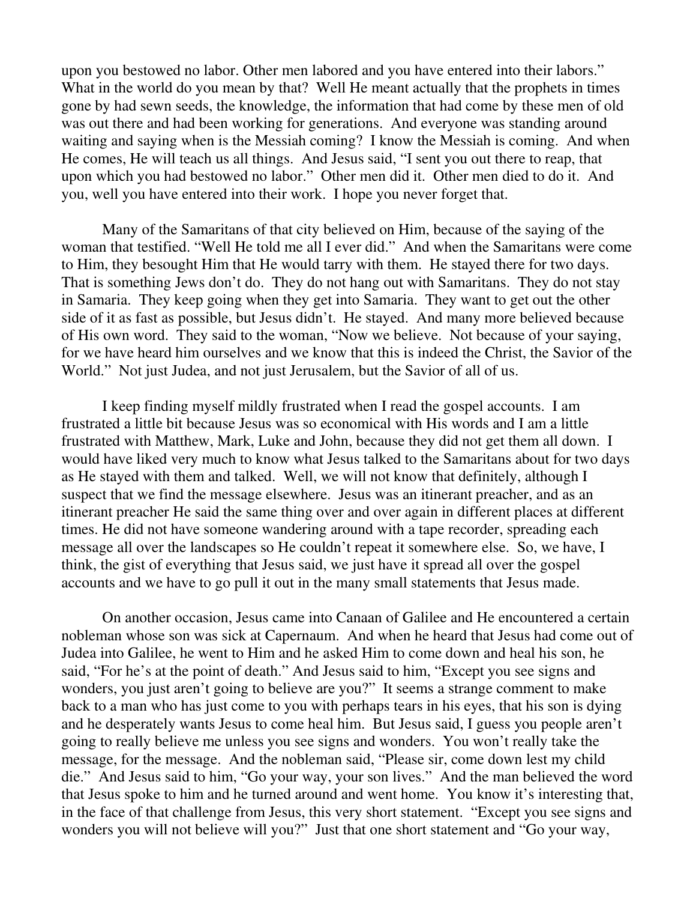upon you bestowed no labor. Other men labored and you have entered into their labors." What in the world do you mean by that? Well He meant actually that the prophets in times gone by had sewn seeds, the knowledge, the information that had come by these men of old was out there and had been working for generations. And everyone was standing around waiting and saying when is the Messiah coming? I know the Messiah is coming. And when He comes, He will teach us all things. And Jesus said, "I sent you out there to reap, that upon which you had bestowed no labor." Other men did it. Other men died to do it. And you, well you have entered into their work. I hope you never forget that.

Many of the Samaritans of that city believed on Him, because of the saying of the woman that testified. "Well He told me all I ever did." And when the Samaritans were come to Him, they besought Him that He would tarry with them. He stayed there for two days. That is something Jews don't do. They do not hang out with Samaritans. They do not stay in Samaria. They keep going when they get into Samaria. They want to get out the other side of it as fast as possible, but Jesus didn't. He stayed. And many more believed because of His own word. They said to the woman, "Now we believe. Not because of your saying, for we have heard him ourselves and we know that this is indeed the Christ, the Savior of the World." Not just Judea, and not just Jerusalem, but the Savior of all of us.

I keep finding myself mildly frustrated when I read the gospel accounts. I am frustrated a little bit because Jesus was so economical with His words and I am a little frustrated with Matthew, Mark, Luke and John, because they did not get them all down. I would have liked very much to know what Jesus talked to the Samaritans about for two days as He stayed with them and talked. Well, we will not know that definitely, although I suspect that we find the message elsewhere. Jesus was an itinerant preacher, and as an itinerant preacher He said the same thing over and over again in different places at different times. He did not have someone wandering around with a tape recorder, spreading each message all over the landscapes so He couldn't repeat it somewhere else. So, we have, I think, the gist of everything that Jesus said, we just have it spread all over the gospel accounts and we have to go pull it out in the many small statements that Jesus made.

On another occasion, Jesus came into Canaan of Galilee and He encountered a certain nobleman whose son was sick at Capernaum. And when he heard that Jesus had come out of Judea into Galilee, he went to Him and he asked Him to come down and heal his son, he said, "For he's at the point of death." And Jesus said to him, "Except you see signs and wonders, you just aren't going to believe are you?" It seems a strange comment to make back to a man who has just come to you with perhaps tears in his eyes, that his son is dying and he desperately wants Jesus to come heal him. But Jesus said, I guess you people aren't going to really believe me unless you see signs and wonders. You won't really take the message, for the message. And the nobleman said, "Please sir, come down lest my child die." And Jesus said to him, "Go your way, your son lives." And the man believed the word that Jesus spoke to him and he turned around and went home. You know it's interesting that, in the face of that challenge from Jesus, this very short statement. "Except you see signs and wonders you will not believe will you?" Just that one short statement and "Go your way,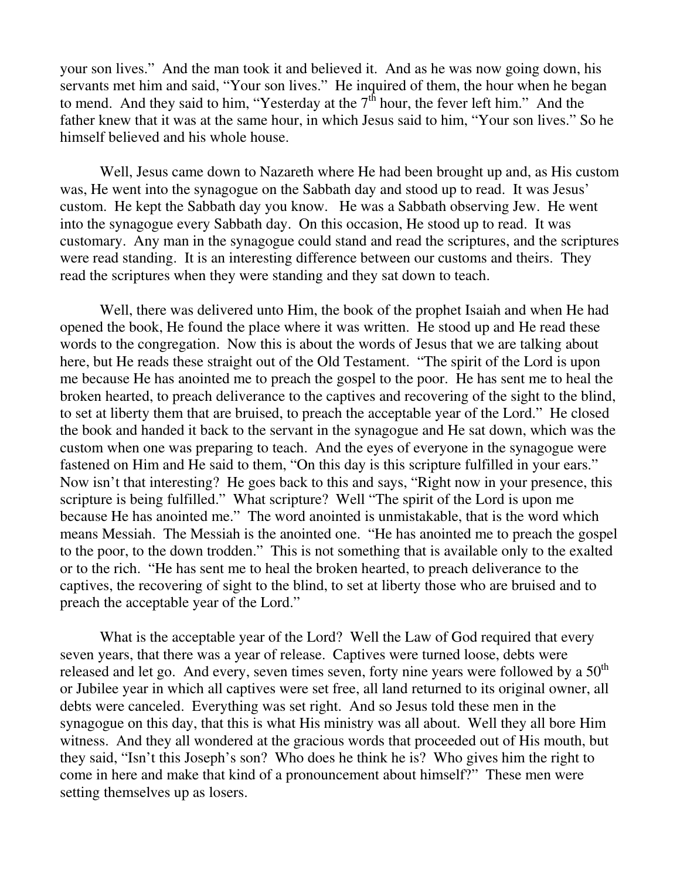your son lives." And the man took it and believed it. And as he was now going down, his servants met him and said, "Your son lives." He inquired of them, the hour when he began to mend. And they said to him, "Yesterday at the 7th hour, the fever left him." And the father knew that it was at the same hour, in which Jesus said to him, "Your son lives." So he himself believed and his whole house.

Well, Jesus came down to Nazareth where He had been brought up and, as His custom was, He went into the synagogue on the Sabbath day and stood up to read. It was Jesus' custom. He kept the Sabbath day you know. He was a Sabbath observing Jew. He went into the synagogue every Sabbath day. On this occasion, He stood up to read. It was customary. Any man in the synagogue could stand and read the scriptures, and the scriptures were read standing. It is an interesting difference between our customs and theirs. They read the scriptures when they were standing and they sat down to teach.

Well, there was delivered unto Him, the book of the prophet Isaiah and when He had opened the book, He found the place where it was written. He stood up and He read these words to the congregation. Now this is about the words of Jesus that we are talking about here, but He reads these straight out of the Old Testament. "The spirit of the Lord is upon me because He has anointed me to preach the gospel to the poor. He has sent me to heal the broken hearted, to preach deliverance to the captives and recovering of the sight to the blind, to set at liberty them that are bruised, to preach the acceptable year of the Lord." He closed the book and handed it back to the servant in the synagogue and He sat down, which was the custom when one was preparing to teach. And the eyes of everyone in the synagogue were fastened on Him and He said to them, "On this day is this scripture fulfilled in your ears." Now isn't that interesting? He goes back to this and says, "Right now in your presence, this scripture is being fulfilled." What scripture? Well "The spirit of the Lord is upon me because He has anointed me." The word anointed is unmistakable, that is the word which means Messiah. The Messiah is the anointed one. "He has anointed me to preach the gospel to the poor, to the down trodden." This is not something that is available only to the exalted or to the rich. "He has sent me to heal the broken hearted, to preach deliverance to the captives, the recovering of sight to the blind, to set at liberty those who are bruised and to preach the acceptable year of the Lord."

What is the acceptable year of the Lord? Well the Law of God required that every seven years, that there was a year of release. Captives were turned loose, debts were released and let go. And every, seven times seven, forty nine years were followed by a 50th or Jubilee year in which all captives were set free, all land returned to its original owner, all debts were canceled. Everything was set right. And so Jesus told these men in the synagogue on this day, that this is what His ministry was all about. Well they all bore Him witness. And they all wondered at the gracious words that proceeded out of His mouth, but they said, "Isn't this Joseph's son? Who does he think he is? Who gives him the right to come in here and make that kind of a pronouncement about himself?" These men were setting themselves up as losers.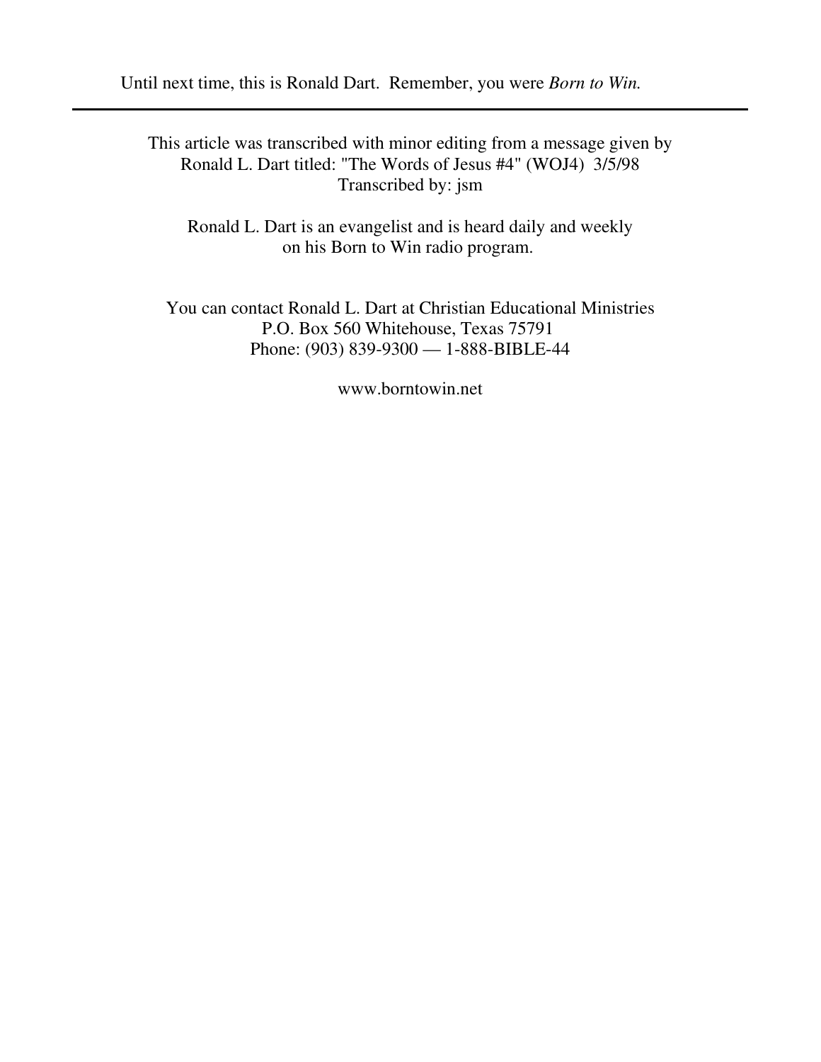Until next time, this is Ronald Dart. Remember, you were *Born to Win.*

---

This article was transcribed with minor editing from a message given by Ronald L. Dart titled: "The Words of Jesus #4" (WOJ4) 3/5/98
Transcribed by: jsm

Ronald L. Dart is an evangelist and is heard daily and weekly on his Born to Win radio program.

You can contact Ronald L. Dart at Christian Educational Ministries
P.O. Box 560 Whitehouse, Texas 75791
Phone: (903) 839-9300 — 1-888-BIBLE-44

www.borntowin.net